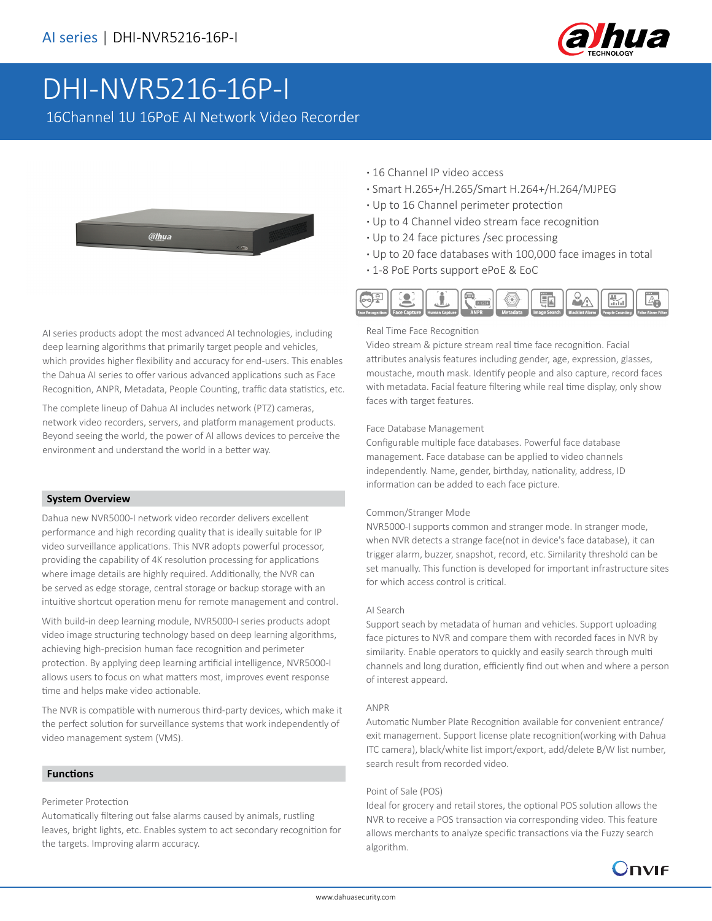# DHI-NVR5216-16P-I

16Channel 1U 16PoE AI Network Video Recorder

- 16 Channel IP video access
- Smart H.265+/H.265/Smart H.264+/H.264/MJPEG
- Up to 16 Channel perimeter protection
- Up to 4 Channel video stream face recognition
- Up to 24 face pictures /sec processing
- Up to 20 face databases with 100,000 face images in total
- 1-8 PoE Ports support ePoE & EoC

Face Recognition | Face Capture | Human Capture | ANPR | Metadata | Image Search | Blacklist Alarm | People Counting | False Alarm Filter

AI series products adopt the most advanced AI technologies, including deep learning algorithms that primarily target people and vehicles, which provides higher flexibility and accuracy for end-users. This enables the Dahua AI series to offer various advanced applications such as Face Recognition, ANPR, Metadata, People Counting, traffic data statistics, etc.

The complete lineup of Dahua AI includes network (PTZ) cameras, network video recorders, servers, and platform management products. Beyond seeing the world, the power of AI allows devices to perceive the environment and understand the world in a better way.

## System Overview

Dahua new NVR5000-I network video recorder delivers excellent performance and high recording quality that is ideally suitable for IP video surveillance applications. This NVR adopts powerful processor, providing the capability of 4K resolution processing for applications where image details are highly required. Additionally, the NVR can be served as edge storage, central storage or backup storage with an intuitive shortcut operation menu for remote management and control.

With build-in deep learning module, NVR5000-I series products adopt video image structuring technology based on deep learning algorithms, achieving high-precision human face recognition and perimeter protection. By applying deep learning artificial intelligence, NVR5000-I allows users to focus on what matters most, improves event response time and helps make video actionable.

The NVR is compatible with numerous third-party devices, which make it the perfect solution for surveillance systems that work independently of video management system (VMS).

## Functions

### Perimeter Protection

Automatically filtering out false alarms caused by animals, rustling leaves, bright lights, etc. Enables system to act secondary recognition for the targets. Improving alarm accuracy.

### Real Time Face Recognition

Video stream & picture stream real time face recognition. Facial attributes analysis features including gender, age, expression, glasses, moustache, mouth mask. Identify people and also capture, record faces with metadata. Facial feature filtering while real time display, only show faces with target features.

### Face Database Management

Configurable multiple face databases. Powerful face database management. Face database can be applied to video channels independently. Name, gender, birthday, nationality, address, ID information can be added to each face picture.

### Common/Stranger Mode

NVR5000-I supports common and stranger mode. In stranger mode, when NVR detects a strange face(not in device's face database), it can trigger alarm, buzzer, snapshot, record, etc. Similarity threshold can be set manually. This function is developed for important infrastructure sites for which access control is critical.

### AI Search

Support seach by metadata of human and vehicles. Support uploading face pictures to NVR and compare them with recorded faces in NVR by similarity. Enable operators to quickly and easily search through multi channels and long duration, efficiently find out when and where a person of interest appeard.

### ANPR

Automatic Number Plate Recognition available for convenient entrance/exit management. Support license plate recognition(working with Dahua ITC camera), black/white list import/export, add/delete B/W list number, search result from recorded video.

### Point of Sale (POS)

Ideal for grocery and retail stores, the optional POS solution allows the NVR to receive a POS transaction via corresponding video. This feature allows merchants to analyze specific transactions via the Fuzzy search algorithm.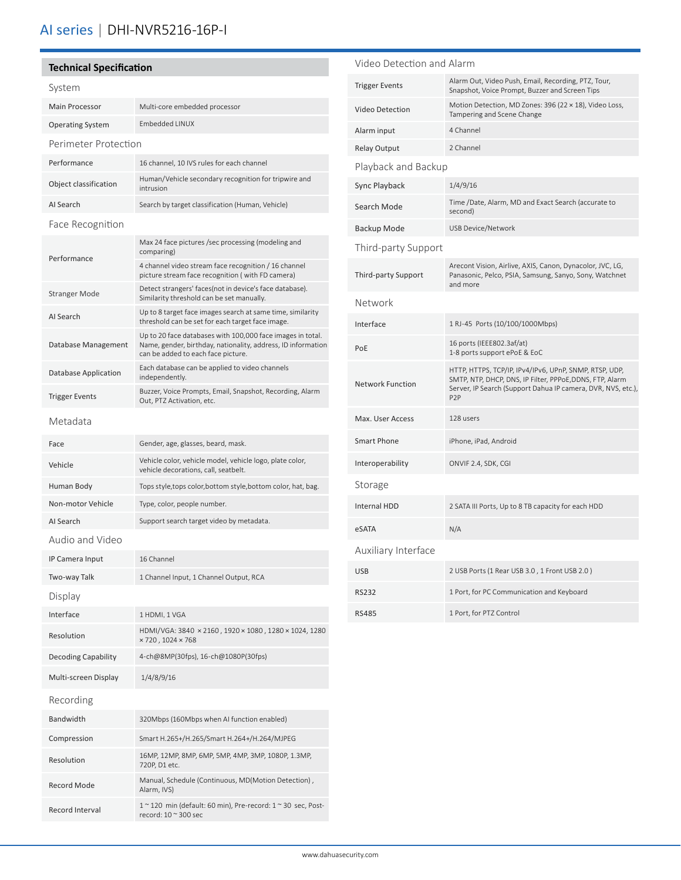## Technical Specification

### System

| | |
|---|---|
| Main Processor | Multi-core embedded processor |
| Operating System | Embedded LINUX |

### Perimeter Protection

| | |
|---|---|
| Performance | 16 channel, 10 IVS rules for each channel |
| Object classification | Human/Vehicle secondary recognition for tripwire and intrusion |
| AI Search | Search by target classification (Human, Vehicle) |

### Face Recognition

| | |
|---|---|
| Performance | Max 24 face pictures /sec processing (modeling and comparing) |
| | 4 channel video stream face recognition / 16 channel picture stream face recognition ( with FD camera) |
| Stranger Mode | Detect strangers' faces(not in device's face database). Similarity threshold can be set manually. |
| AI Search | Up to 8 target face images search at same time, similarity threshold can be set for each target face image. |
| Database Management | Up to 20 face databases with 100,000 face images in total. Name, gender, birthday, nationality, address, ID information can be added to each face picture. |
| Database Application | Each database can be applied to video channels independently. |
| Trigger Events | Buzzer, Voice Prompts, Email, Snapshot, Recording, Alarm Out, PTZ Activation, etc. |

### Metadata

| | |
|---|---|
| Face | Gender, age, glasses, beard, mask. |
| Vehicle | Vehicle color, vehicle model, vehicle logo, plate color, vehicle decorations, call, seatbelt. |
| Human Body | Tops style,tops color,bottom style,bottom color, hat, bag. |
| Non-motor Vehicle | Type, color, people number. |
| AI Search | Support search target video by metadata. |

### Audio and Video

| | |
|---|---|
| IP Camera Input | 16 Channel |
| Two-way Talk | 1 Channel Input, 1 Channel Output, RCA |

### Display

| | |
|---|---|
| Interface | 1 HDMI, 1 VGA |
| Resolution | HDMI/VGA: 3840 × 2160 , 1920 × 1080 , 1280 × 1024, 1280 × 720 , 1024 × 768 |
| Decoding Capability | 4-ch@8MP(30fps), 16-ch@1080P(30fps) |
| Multi-screen Display | 1/4/8/9/16 |

### Recording

| | |
|---|---|
| Bandwidth | 320Mbps (160Mbps when AI function enabled) |
| Compression | Smart H.265+/H.265/Smart H.264+/H.264/MJPEG |
| Resolution | 16MP, 12MP, 8MP, 6MP, 5MP, 4MP, 3MP, 1080P, 1.3MP, 720P, D1 etc. |
| Record Mode | Manual, Schedule (Continuous, MD(Motion Detection) , Alarm, IVS) |
| Record Interval | 1 ~ 120 min (default: 60 min), Pre-record: 1 ~ 30 sec, Post-record: 10 ~ 300 sec |

### Video Detection and Alarm

| | |
|---|---|
| Trigger Events | Alarm Out, Video Push, Email, Recording, PTZ, Tour, Snapshot, Voice Prompt, Buzzer and Screen Tips |
| Video Detection | Motion Detection, MD Zones: 396 (22 × 18), Video Loss, Tampering and Scene Change |
| Alarm input | 4 Channel |
| Relay Output | 2 Channel |

### Playback and Backup

| | |
|---|---|
| Sync Playback | 1/4/9/16 |
| Search Mode | Time /Date, Alarm, MD and Exact Search (accurate to second) |
| Backup Mode | USB Device/Network |

### Third-party Support

| | |
|---|---|
| Third-party Support | Arecont Vision, Airlive, AXIS, Canon, Dynacolor, JVC, LG, Panasonic, Pelco, PSIA, Samsung, Sanyo, Sony, Watchnet and more |

### Network

| | |
|---|---|
| Interface | 1 RJ-45 Ports (10/100/1000Mbps) |
| PoE | 16 ports (IEEE802.3af/at)<br>1-8 ports support ePoE & EoC |
| Network Function | HTTP, HTTPS, TCP/IP, IPv4/IPv6, UPnP, SNMP, RTSP, UDP, SMTP, NTP, DHCP, DNS, IP Filter, PPPoE,DDNS, FTP, Alarm Server, IP Search (Support Dahua IP camera, DVR, NVS, etc.), P2P |
| Max. User Access | 128 users |
| Smart Phone | iPhone, iPad, Android |
| Interoperability | ONVIF 2.4, SDK, CGI |

### Storage

| | |
|---|---|
| Internal HDD | 2 SATA III Ports, Up to 8 TB capacity for each HDD |
| eSATA | N/A |

### Auxiliary Interface

| | |
|---|---|
| USB | 2 USB Ports (1 Rear USB 3.0 , 1 Front USB 2.0 ) |
| RS232 | 1 Port, for PC Communication and Keyboard |
| RS485 | 1 Port, for PTZ Control |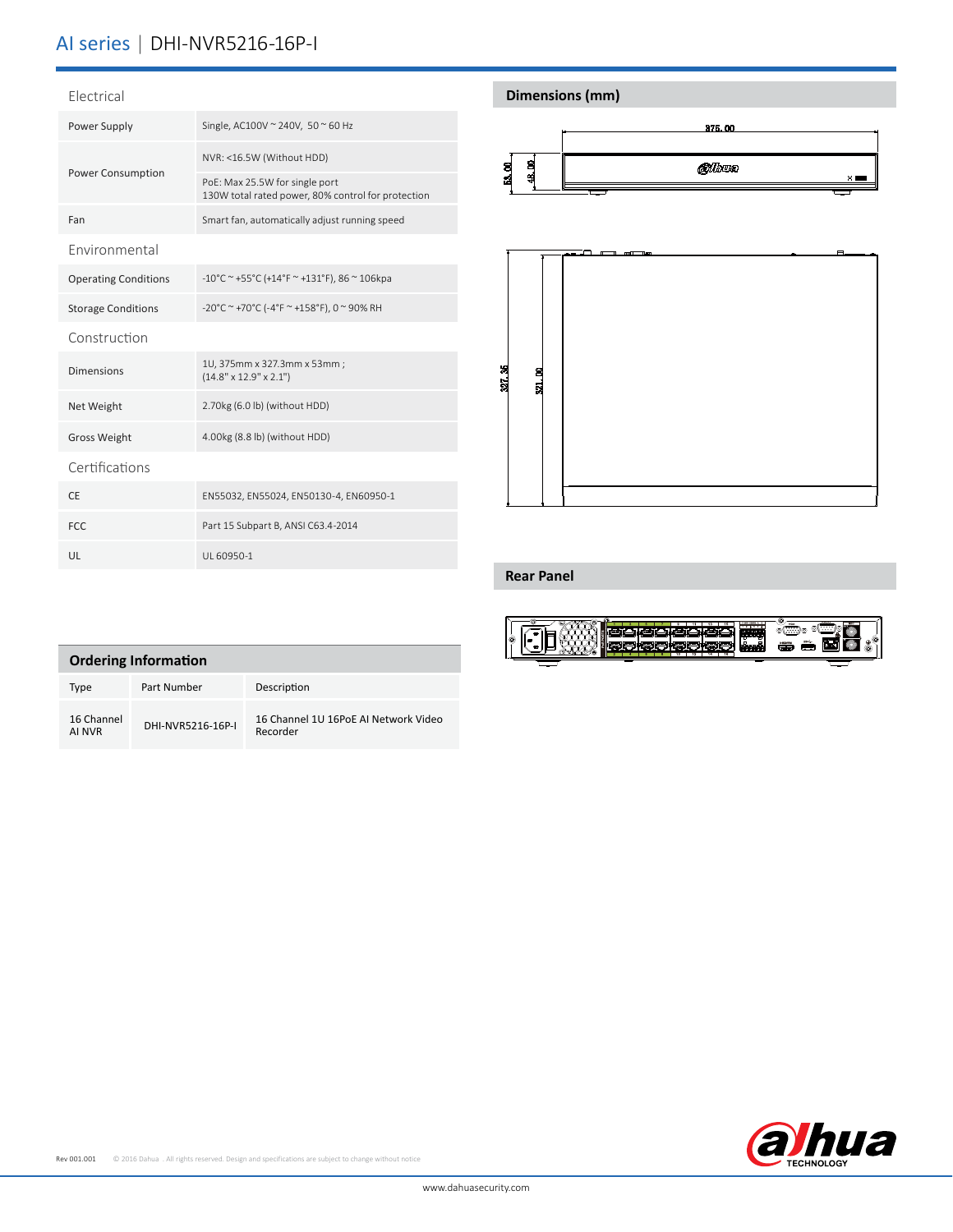## Electrical

| | |
|---|---|
| Power Supply | Single, AC100V ~ 240V, 50 ~ 60 Hz |
| Power Consumption | NVR: <16.5W (Without HDD) |
| | PoE: Max 25.5W for single port<br>130W total rated power, 80% control for protection |
| Fan | Smart fan, automatically adjust running speed |

## Environmental

| | |
|---|---|
| Operating Conditions | -10°C ~ +55°C (+14°F ~ +131°F), 86 ~ 106kpa |
| Storage Conditions | -20°C ~ +70°C (-4°F ~ +158°F), 0 ~ 90% RH |

## Construction

| | |
|---|---|
| Dimensions | 1U, 375mm x 327.3mm x 53mm ;<br>(14.8" x 12.9" x 2.1") |
| Net Weight | 2.70kg (6.0 lb) (without HDD) |
| Gross Weight | 4.00kg (8.8 lb) (without HDD) |

## Certifications

| | |
|---|---|
| CE | EN55032, EN55024, EN50130-4, EN60950-1 |
| FCC | Part 15 Subpart B, ANSI C63.4-2014 |
| UL | UL 60950-1 |

## Dimensions (mm)

375.00

53.00

48.00

327.36

321.00

## Rear Panel

## Ordering Information

| Type | Part Number | Description |
|---|---|---|
| 16 Channel AI NVR | DHI-NVR5216-16P-I | 16 Channel 1U 16PoE AI Network Video Recorder |

Rev 001.001 © 2016 Dahua . All rights reserved. Design and specifications are subject to change without notice

www.dahuasecurity.com